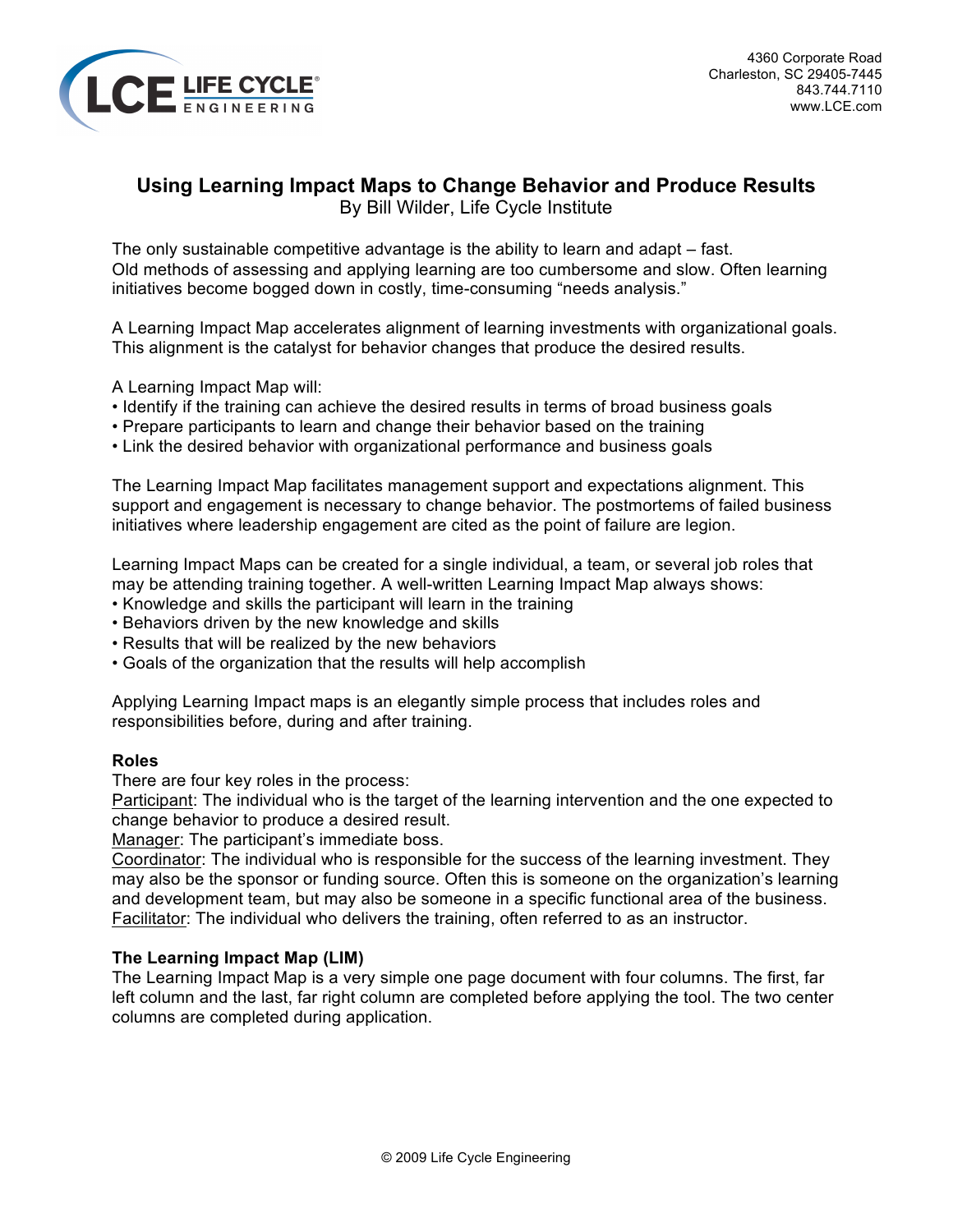LCE LIFE CYCLE ENGINEERING

4360 Corporate Road
Charleston, SC 29405-7445
843.744.7110
www.LCE.com

# Using Learning Impact Maps to Change Behavior and Produce Results

By Bill Wilder, Life Cycle Institute

The only sustainable competitive advantage is the ability to learn and adapt – fast. Old methods of assessing and applying learning are too cumbersome and slow. Often learning initiatives become bogged down in costly, time-consuming "needs analysis."

A Learning Impact Map accelerates alignment of learning investments with organizational goals. This alignment is the catalyst for behavior changes that produce the desired results.

A Learning Impact Map will:

- Identify if the training can achieve the desired results in terms of broad business goals
- Prepare participants to learn and change their behavior based on the training
- Link the desired behavior with organizational performance and business goals

The Learning Impact Map facilitates management support and expectations alignment. This support and engagement is necessary to change behavior. The postmortems of failed business initiatives where leadership engagement are cited as the point of failure are legion.

Learning Impact Maps can be created for a single individual, a team, or several job roles that may be attending training together. A well-written Learning Impact Map always shows:

- Knowledge and skills the participant will learn in the training
- Behaviors driven by the new knowledge and skills
- Results that will be realized by the new behaviors
- Goals of the organization that the results will help accomplish

Applying Learning Impact maps is an elegantly simple process that includes roles and responsibilities before, during and after training.

**Roles**

There are four key roles in the process:

Participant: The individual who is the target of the learning intervention and the one expected to change behavior to produce a desired result.

Manager: The participant's immediate boss.

Coordinator: The individual who is responsible for the success of the learning investment. They may also be the sponsor or funding source. Often this is someone on the organization's learning and development team, but may also be someone in a specific functional area of the business.

Facilitator: The individual who delivers the training, often referred to as an instructor.

**The Learning Impact Map (LIM)**

The Learning Impact Map is a very simple one page document with four columns. The first, far left column and the last, far right column are completed before applying the tool. The two center columns are completed during application.

© 2009 Life Cycle Engineering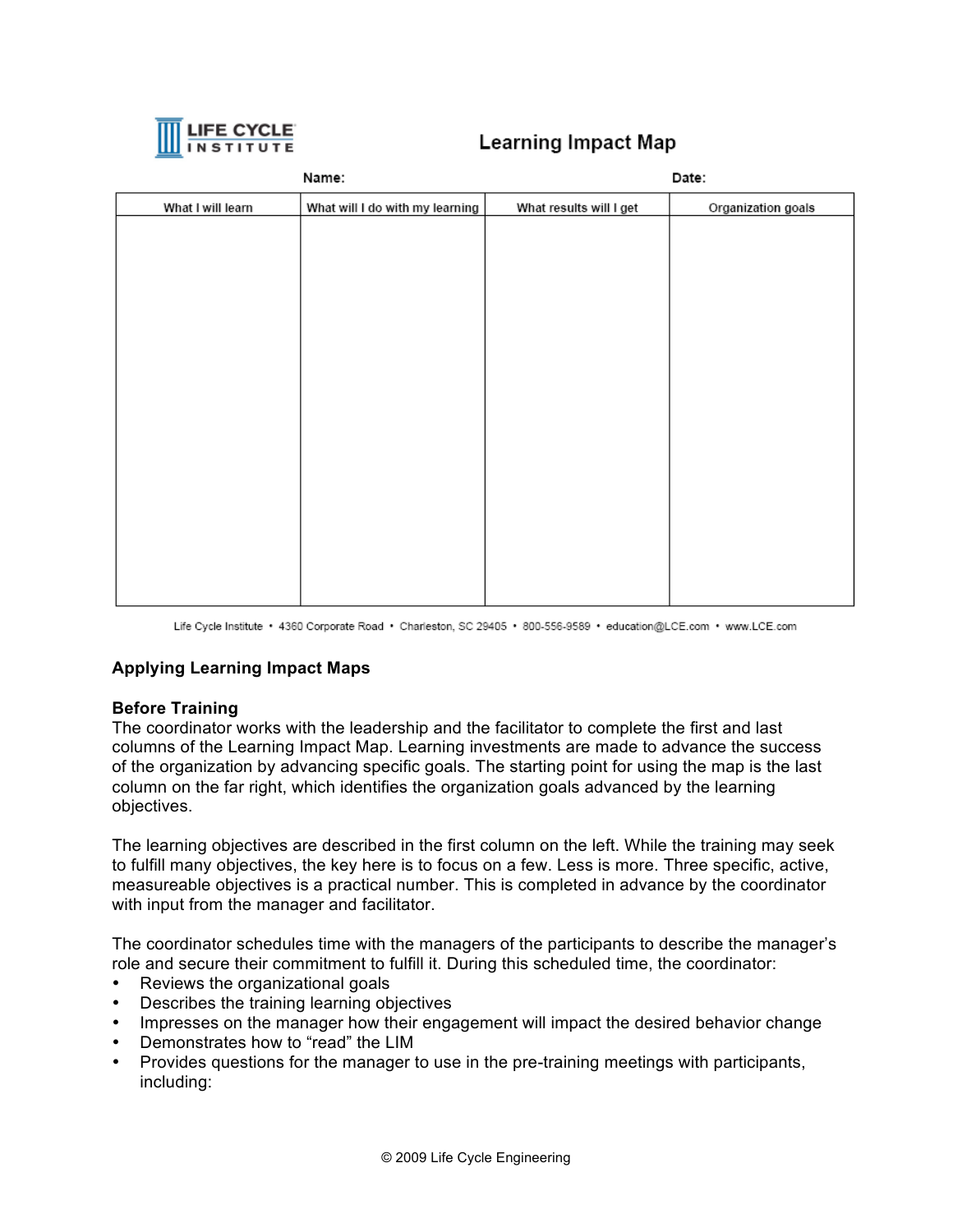LIFE CYCLE INSTITUTE

# Learning Impact Map

Name: Date:

| What I will learn | What will I do with my learning | What results will I get | Organization goals |
| --- | --- | --- | --- |
| | | | |

Life Cycle Institute • 4360 Corporate Road • Charleston, SC 29405 • 800-556-9589 • education@LCE.com • www.LCE.com

## Applying Learning Impact Maps

### Before Training

The coordinator works with the leadership and the facilitator to complete the first and last columns of the Learning Impact Map. Learning investments are made to advance the success of the organization by advancing specific goals. The starting point for using the map is the last column on the far right, which identifies the organization goals advanced by the learning objectives.

The learning objectives are described in the first column on the left. While the training may seek to fulfill many objectives, the key here is to focus on a few. Less is more. Three specific, active, measureable objectives is a practical number. This is completed in advance by the coordinator with input from the manager and facilitator.

The coordinator schedules time with the managers of the participants to describe the manager's role and secure their commitment to fulfill it. During this scheduled time, the coordinator:

- Reviews the organizational goals
- Describes the training learning objectives
- Impresses on the manager how their engagement will impact the desired behavior change
- Demonstrates how to "read" the LIM
- Provides questions for the manager to use in the pre-training meetings with participants, including:

© 2009 Life Cycle Engineering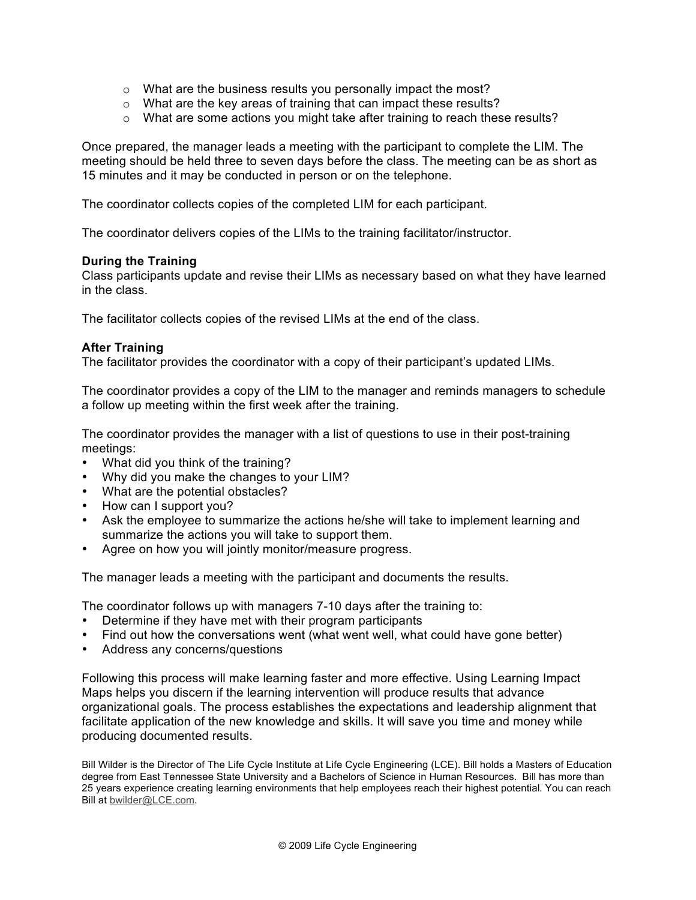- What are the business results you personally impact the most?
- What are the key areas of training that can impact these results?
- What are some actions you might take after training to reach these results?

Once prepared, the manager leads a meeting with the participant to complete the LIM. The meeting should be held three to seven days before the class. The meeting can be as short as 15 minutes and it may be conducted in person or on the telephone.

The coordinator collects copies of the completed LIM for each participant.

The coordinator delivers copies of the LIMs to the training facilitator/instructor.

**During the Training**

Class participants update and revise their LIMs as necessary based on what they have learned in the class.

The facilitator collects copies of the revised LIMs at the end of the class.

**After Training**

The facilitator provides the coordinator with a copy of their participant's updated LIMs.

The coordinator provides a copy of the LIM to the manager and reminds managers to schedule a follow up meeting within the first week after the training.

The coordinator provides the manager with a list of questions to use in their post-training meetings:

- What did you think of the training?
- Why did you make the changes to your LIM?
- What are the potential obstacles?
- How can I support you?
- Ask the employee to summarize the actions he/she will take to implement learning and summarize the actions you will take to support them.
- Agree on how you will jointly monitor/measure progress.

The manager leads a meeting with the participant and documents the results.

The coordinator follows up with managers 7-10 days after the training to:

- Determine if they have met with their program participants
- Find out how the conversations went (what went well, what could have gone better)
- Address any concerns/questions

Following this process will make learning faster and more effective. Using Learning Impact Maps helps you discern if the learning intervention will produce results that advance organizational goals. The process establishes the expectations and leadership alignment that facilitate application of the new knowledge and skills. It will save you time and money while producing documented results.

Bill Wilder is the Director of The Life Cycle Institute at Life Cycle Engineering (LCE). Bill holds a Masters of Education degree from East Tennessee State University and a Bachelors of Science in Human Resources. Bill has more than 25 years experience creating learning environments that help employees reach their highest potential. You can reach Bill at bwilder@LCE.com.

© 2009 Life Cycle Engineering